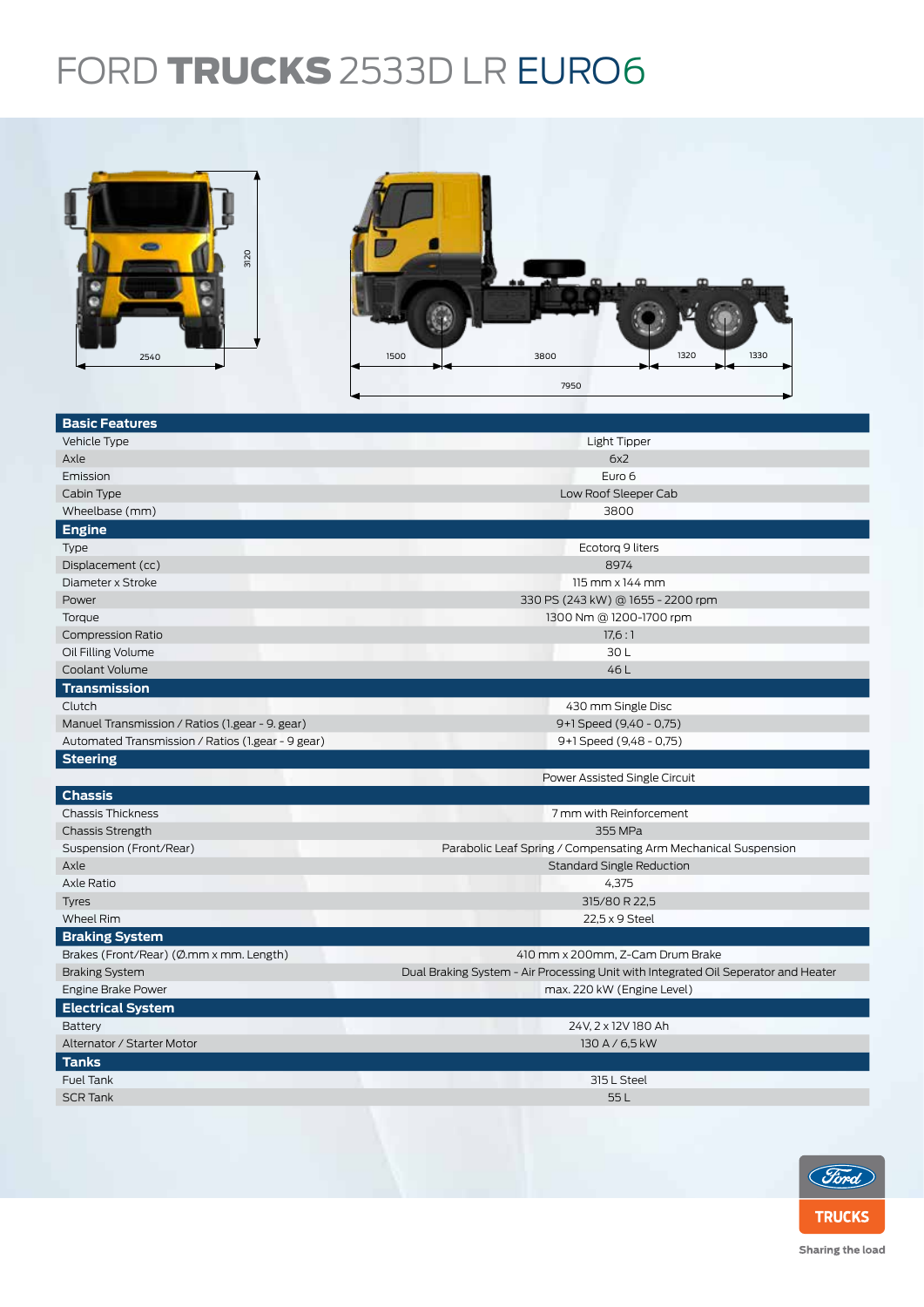# FORD **TRUCKS** 2533D LR EURO6

2540 · 3120 · 1500 · 3800 · 1320 · 1330 · 7950

| **Basic Features** | |
|---|---|
| Vehicle Type | Light Tipper |
| Axle | 6x2 |
| Emission | Euro 6 |
| Cabin Type | Low Roof Sleeper Cab |
| Wheelbase (mm) | 3800 |
| **Engine** | |
| Type | Ecotorq 9 liters |
| Displacement (cc) | 8974 |
| Diameter x Stroke | 115 mm x 144 mm |
| Power | 330 PS (243 kW) @ 1655 - 2200 rpm |
| Torque | 1300 Nm @ 1200-1700 rpm |
| Compression Ratio | 17,6 : 1 |
| Oil Filling Volume | 30 L |
| Coolant Volume | 46 L |
| **Transmission** | |
| Clutch | 430 mm Single Disc |
| Manuel Transmission / Ratios (1.gear - 9. gear) | 9+1 Speed (9,40 - 0,75) |
| Automated Transmission / Ratios (1.gear - 9 gear) | 9+1 Speed (9,48 - 0,75) |
| **Steering** | |
| | Power Assisted Single Circuit |
| **Chassis** | |
| Chassis Thickness | 7 mm with Reinforcement |
| Chassis Strength | 355 MPa |
| Suspension (Front/Rear) | Parabolic Leaf Spring / Compensating Arm Mechanical Suspension |
| Axle | Standard Single Reduction |
| Axle Ratio | 4,375 |
| Tyres | 315/80 R 22,5 |
| Wheel Rim | 22,5 x 9 Steel |
| **Braking System** | |
| Brakes (Front/Rear) (Ø.mm x mm. Length) | 410 mm x 200mm, Z-Cam Drum Brake |
| Braking System | Dual Braking System - Air Processing Unit with Integrated Oil Seperator and Heater |
| Engine Brake Power | max. 220 kW (Engine Level) |
| **Electrical System** | |
| Battery | 24V, 2 x 12V 180 Ah |
| Alternator / Starter Motor | 130 A / 6,5 kW |
| **Tanks** | |
| Fuel Tank | 315 L Steel |
| SCR Tank | 55 L |

Ford TRUCKS

Sharing the load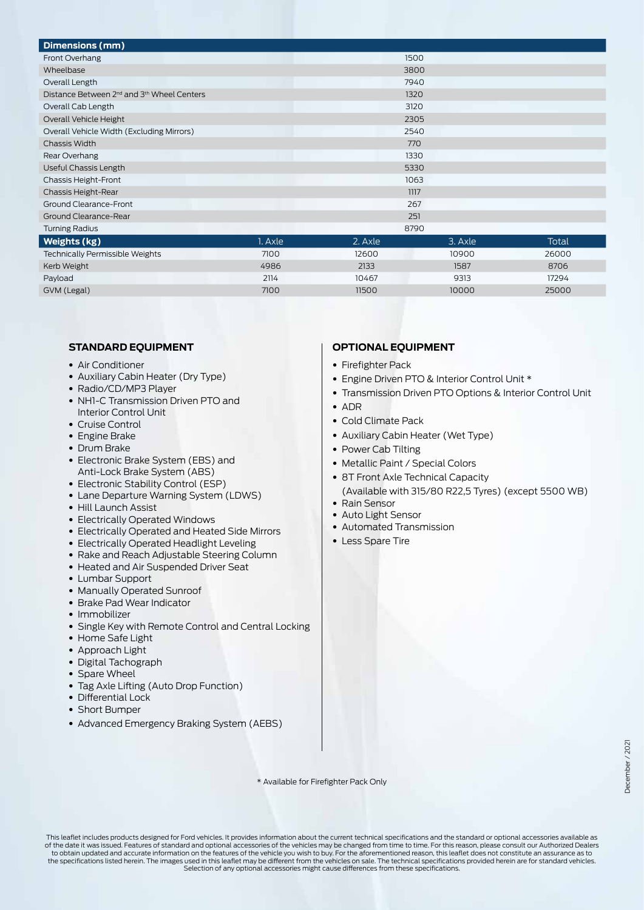| Dimensions (mm) | | | | |
|---|---|---|---|---|
| Front Overhang | 1500 | | | |
| Wheelbase | 3800 | | | |
| Overall Length | 7940 | | | |
| Distance Between 2nd and 3th Wheel Centers | 1320 | | | |
| Overall Cab Length | 3120 | | | |
| Overall Vehicle Height | 2305 | | | |
| Overall Vehicle Width (Excluding Mirrors) | 2540 | | | |
| Chassis Width | 770 | | | |
| Rear Overhang | 1330 | | | |
| Useful Chassis Length | 5330 | | | |
| Chassis Height-Front | 1063 | | | |
| Chassis Height-Rear | 1117 | | | |
| Ground Clearance-Front | 267 | | | |
| Ground Clearance-Rear | 251 | | | |
| Turning Radius | 8790 | | | |
| **Weights (kg)** | **1. Axle** | **2. Axle** | **3. Axle** | **Total** |
| Technically Permissible Weights | 7100 | 12600 | 10900 | 26000 |
| Kerb Weight | 4986 | 2133 | 1587 | 8706 |
| Payload | 2114 | 10467 | 9313 | 17294 |
| GVM (Legal) | 7100 | 11500 | 10000 | 25000 |

## STANDARD EQUIPMENT

- Air Conditioner
- Auxiliary Cabin Heater (Dry Type)
- Radio/CD/MP3 Player
- NH1-C Transmission Driven PTO and Interior Control Unit
- Cruise Control
- Engine Brake
- Drum Brake
- Electronic Brake System (EBS) and Anti-Lock Brake System (ABS)
- Electronic Stability Control (ESP)
- Lane Departure Warning System (LDWS)
- Hill Launch Assist
- Electrically Operated Windows
- Electrically Operated and Heated Side Mirrors
- Electrically Operated Headlight Leveling
- Rake and Reach Adjustable Steering Column
- Heated and Air Suspended Driver Seat
- Lumbar Support
- Manually Operated Sunroof
- Brake Pad Wear Indicator
- Immobilizer
- Single Key with Remote Control and Central Locking
- Home Safe Light
- Approach Light
- Digital Tachograph
- Spare Wheel
- Tag Axle Lifting (Auto Drop Function)
- Differential Lock
- Short Bumper
- Advanced Emergency Braking System (AEBS)

## OPTIONAL EQUIPMENT

- Firefighter Pack
- Engine Driven PTO & Interior Control Unit *
- Transmission Driven PTO Options & Interior Control Unit
- ADR
- Cold Climate Pack
- Auxiliary Cabin Heater (Wet Type)
- Power Cab Tilting
- Metallic Paint / Special Colors
- 8T Front Axle Technical Capacity (Available with 315/80 R22,5 Tyres) (except 5500 WB)
- Rain Sensor
- Auto Light Sensor
- Automated Transmission
- Less Spare Tire

* Available for Firefighter Pack Only

December / 2021

This leaflet includes products designed for Ford vehicles. It provides information about the current technical specifications and the standard or optional accessories available as of the date it was issued. Features of standard and optional accessories of the vehicles may be changed from time to time. For this reason, please consult our Authorized Dealers to obtain updated and accurate information on the features of the vehicle you wish to buy. For the aforementioned reason, this leaflet does not constitute an assurance as to the specifications listed herein. The images used in this leaflet may be different from the vehicles on sale. The technical specifications provided herein are for standard vehicles. Selection of any optional accessories might cause differences from these specifications.